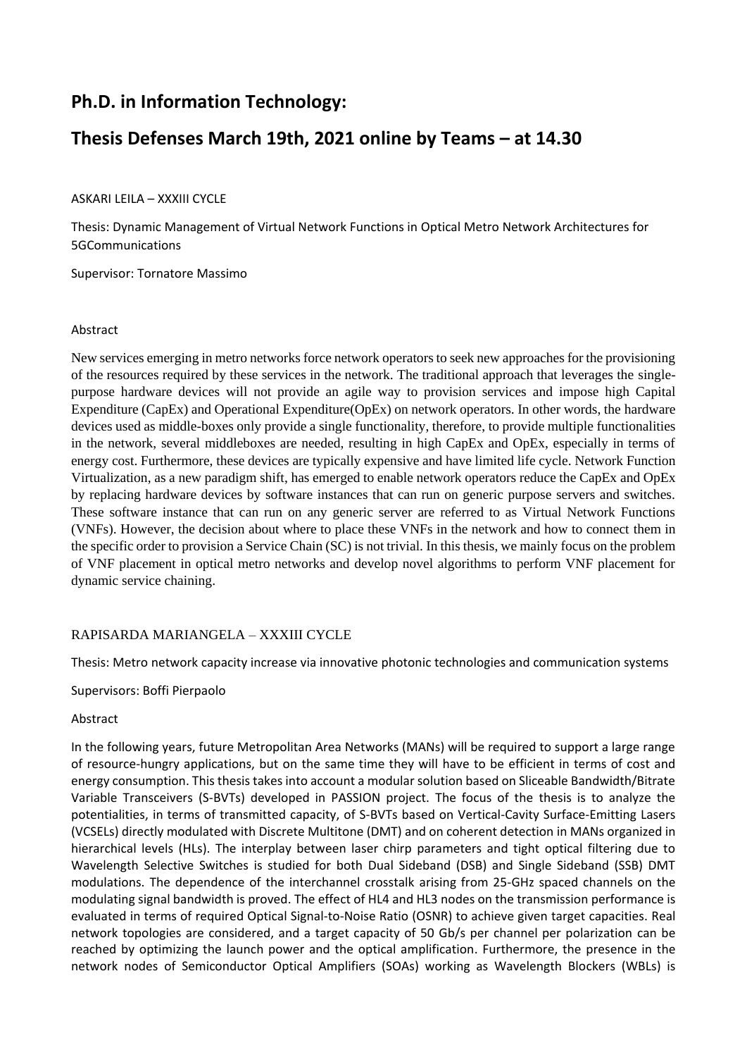# Ph.D. in Information Technology:

# Thesis Defenses March 19th, 2021 online by Teams – at 14.30

ASKARI LEILA – XXXIII CYCLE

Thesis: Dynamic Management of Virtual Network Functions in Optical Metro Network Architectures for 5GCommunications

Supervisor: Tornatore Massimo

Abstract

New services emerging in metro networks force network operators to seek new approaches for the provisioning of the resources required by these services in the network. The traditional approach that leverages the single-purpose hardware devices will not provide an agile way to provision services and impose high Capital Expenditure (CapEx) and Operational Expenditure(OpEx) on network operators. In other words, the hardware devices used as middle-boxes only provide a single functionality, therefore, to provide multiple functionalities in the network, several middleboxes are needed, resulting in high CapEx and OpEx, especially in terms of energy cost. Furthermore, these devices are typically expensive and have limited life cycle. Network Function Virtualization, as a new paradigm shift, has emerged to enable network operators reduce the CapEx and OpEx by replacing hardware devices by software instances that can run on generic purpose servers and switches. These software instance that can run on any generic server are referred to as Virtual Network Functions (VNFs). However, the decision about where to place these VNFs in the network and how to connect them in the specific order to provision a Service Chain (SC) is not trivial. In this thesis, we mainly focus on the problem of VNF placement in optical metro networks and develop novel algorithms to perform VNF placement for dynamic service chaining.

RAPISARDA MARIANGELA – XXXIII CYCLE

Thesis: Metro network capacity increase via innovative photonic technologies and communication systems

Supervisors: Boffi Pierpaolo

Abstract

In the following years, future Metropolitan Area Networks (MANs) will be required to support a large range of resource-hungry applications, but on the same time they will have to be efficient in terms of cost and energy consumption. This thesis takes into account a modular solution based on Sliceable Bandwidth/Bitrate Variable Transceivers (S-BVTs) developed in PASSION project. The focus of the thesis is to analyze the potentialities, in terms of transmitted capacity, of S-BVTs based on Vertical-Cavity Surface-Emitting Lasers (VCSELs) directly modulated with Discrete Multitone (DMT) and on coherent detection in MANs organized in hierarchical levels (HLs). The interplay between laser chirp parameters and tight optical filtering due to Wavelength Selective Switches is studied for both Dual Sideband (DSB) and Single Sideband (SSB) DMT modulations. The dependence of the interchannel crosstalk arising from 25-GHz spaced channels on the modulating signal bandwidth is proved. The effect of HL4 and HL3 nodes on the transmission performance is evaluated in terms of required Optical Signal-to-Noise Ratio (OSNR) to achieve given target capacities. Real network topologies are considered, and a target capacity of 50 Gb/s per channel per polarization can be reached by optimizing the launch power and the optical amplification. Furthermore, the presence in the network nodes of Semiconductor Optical Amplifiers (SOAs) working as Wavelength Blockers (WBLs) is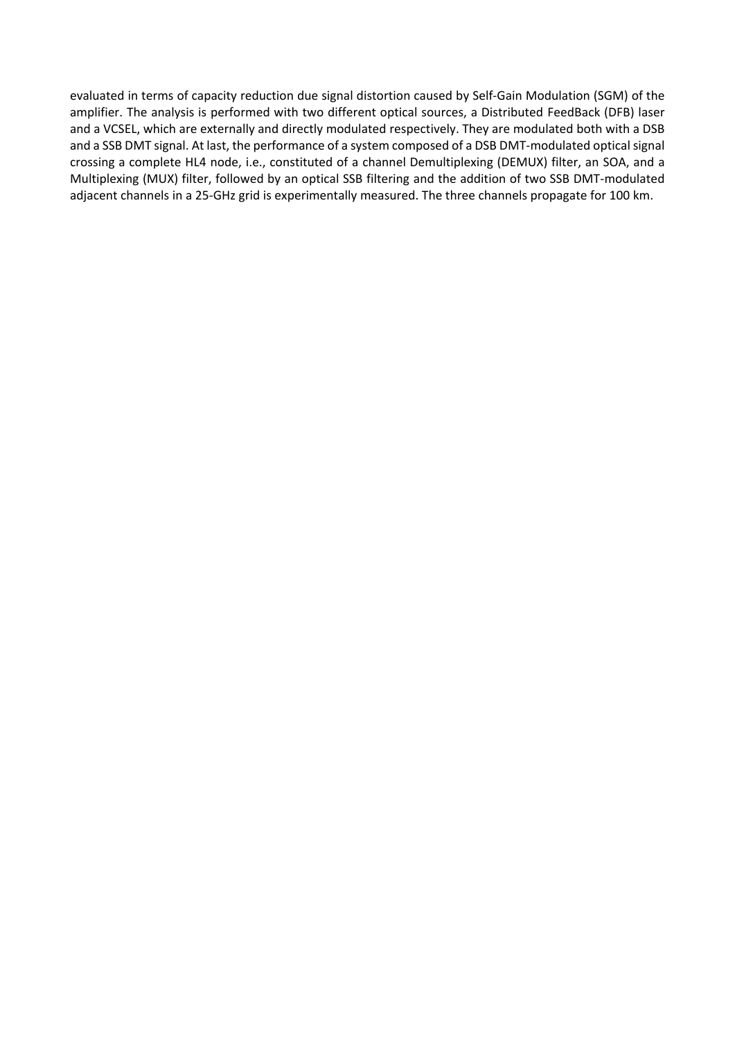evaluated in terms of capacity reduction due signal distortion caused by Self-Gain Modulation (SGM) of the amplifier. The analysis is performed with two different optical sources, a Distributed FeedBack (DFB) laser and a VCSEL, which are externally and directly modulated respectively. They are modulated both with a DSB and a SSB DMT signal. At last, the performance of a system composed of a DSB DMT-modulated optical signal crossing a complete HL4 node, i.e., constituted of a channel Demultiplexing (DEMUX) filter, an SOA, and a Multiplexing (MUX) filter, followed by an optical SSB filtering and the addition of two SSB DMT-modulated adjacent channels in a 25-GHz grid is experimentally measured. The three channels propagate for 100 km.